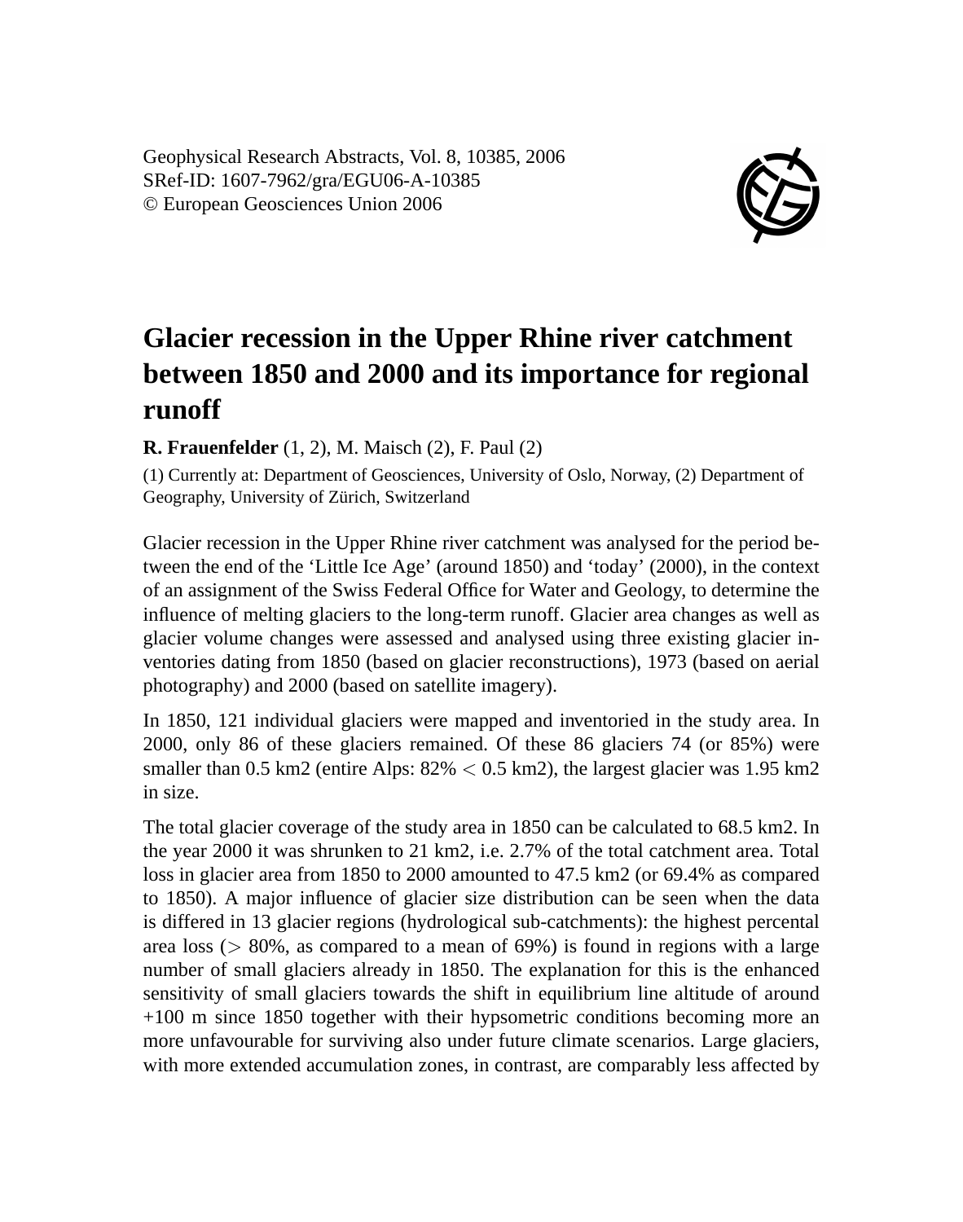Geophysical Research Abstracts, Vol. 8, 10385, 2006
SRef-ID: 1607-7962/gra/EGU06-A-10385
© European Geosciences Union 2006

# Glacier recession in the Upper Rhine river catchment between 1850 and 2000 and its importance for regional runoff

**R. Frauenfelder** (1, 2), M. Maisch (2), F. Paul (2)

(1) Currently at: Department of Geosciences, University of Oslo, Norway, (2) Department of Geography, University of Zürich, Switzerland

Glacier recession in the Upper Rhine river catchment was analysed for the period between the end of the 'Little Ice Age' (around 1850) and 'today' (2000), in the context of an assignment of the Swiss Federal Office for Water and Geology, to determine the influence of melting glaciers to the long-term runoff. Glacier area changes as well as glacier volume changes were assessed and analysed using three existing glacier inventories dating from 1850 (based on glacier reconstructions), 1973 (based on aerial photography) and 2000 (based on satellite imagery).

In 1850, 121 individual glaciers were mapped and inventoried in the study area. In 2000, only 86 of these glaciers remained. Of these 86 glaciers 74 (or 85%) were smaller than 0.5 km2 (entire Alps: 82% $<$ 0.5 km2), the largest glacier was 1.95 km2 in size.

The total glacier coverage of the study area in 1850 can be calculated to 68.5 km2. In the year 2000 it was shrunken to 21 km2, i.e. 2.7% of the total catchment area. Total loss in glacier area from 1850 to 2000 amounted to 47.5 km2 (or 69.4% as compared to 1850). A major influence of glacier size distribution can be seen when the data is differed in 13 glacier regions (hydrological sub-catchments): the highest percental area loss ($>$ 80%, as compared to a mean of 69%) is found in regions with a large number of small glaciers already in 1850. The explanation for this is the enhanced sensitivity of small glaciers towards the shift in equilibrium line altitude of around +100 m since 1850 together with their hypsometric conditions becoming more an more unfavourable for surviving also under future climate scenarios. Large glaciers, with more extended accumulation zones, in contrast, are comparably less affected by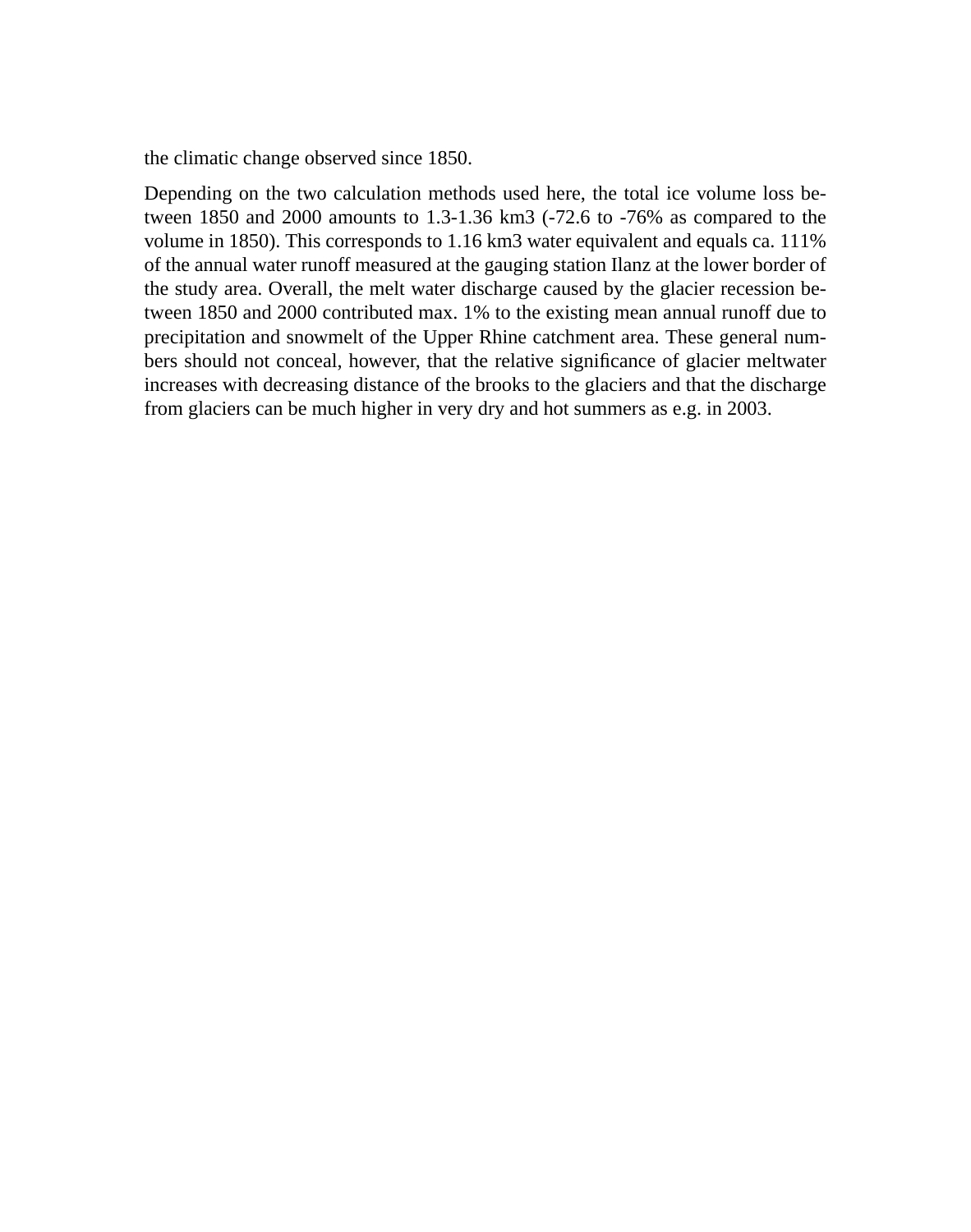the climatic change observed since 1850.

Depending on the two calculation methods used here, the total ice volume loss between 1850 and 2000 amounts to 1.3-1.36 km3 (-72.6 to -76% as compared to the volume in 1850). This corresponds to 1.16 km3 water equivalent and equals ca. 111% of the annual water runoff measured at the gauging station Ilanz at the lower border of the study area. Overall, the melt water discharge caused by the glacier recession between 1850 and 2000 contributed max. 1% to the existing mean annual runoff due to precipitation and snowmelt of the Upper Rhine catchment area. These general numbers should not conceal, however, that the relative significance of glacier meltwater increases with decreasing distance of the brooks to the glaciers and that the discharge from glaciers can be much higher in very dry and hot summers as e.g. in 2003.